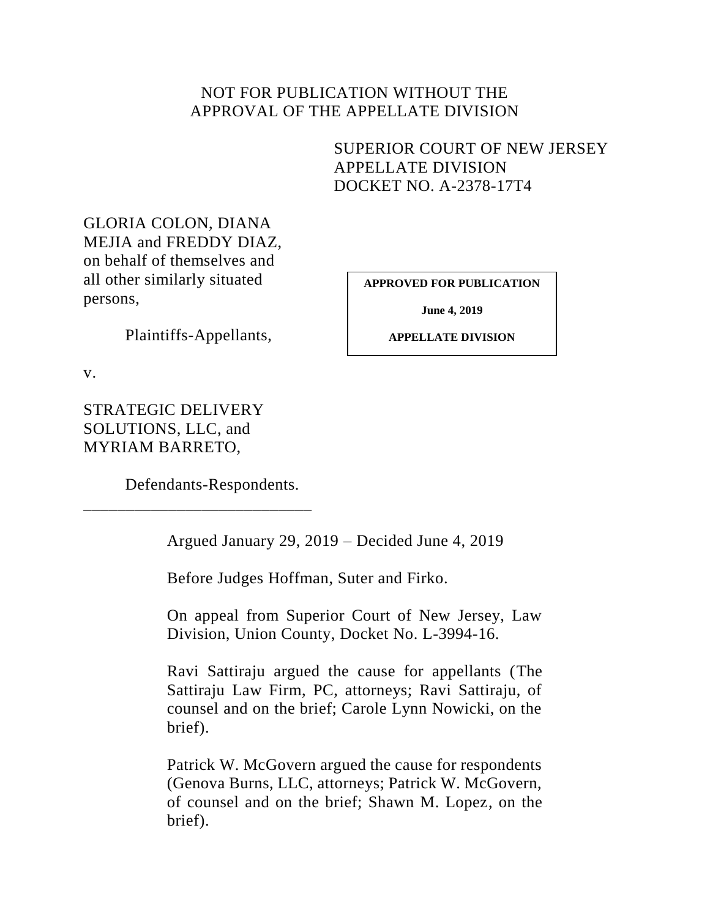NOT FOR PUBLICATION WITHOUT THE
APPROVAL OF THE APPELLATE DIVISION

SUPERIOR COURT OF NEW JERSEY
APPELLATE DIVISION
DOCKET NO. A-2378-17T4

GLORIA COLON, DIANA MEJIA and FREDDY DIAZ, on behalf of themselves and all other similarly situated persons,

Plaintiffs-Appellants,

**APPROVED FOR PUBLICATION**

**June 4, 2019**

**APPELLATE DIVISION**

v.

STRATEGIC DELIVERY SOLUTIONS, LLC, and MYRIAM BARRETO,

Defendants-Respondents.

___________________________

Argued January 29, 2019 – Decided June 4, 2019

Before Judges Hoffman, Suter and Firko.

On appeal from Superior Court of New Jersey, Law Division, Union County, Docket No. L-3994-16.

Ravi Sattiraju argued the cause for appellants (The Sattiraju Law Firm, PC, attorneys; Ravi Sattiraju, of counsel and on the brief; Carole Lynn Nowicki, on the brief).

Patrick W. McGovern argued the cause for respondents (Genova Burns, LLC, attorneys; Patrick W. McGovern, of counsel and on the brief; Shawn M. Lopez, on the brief).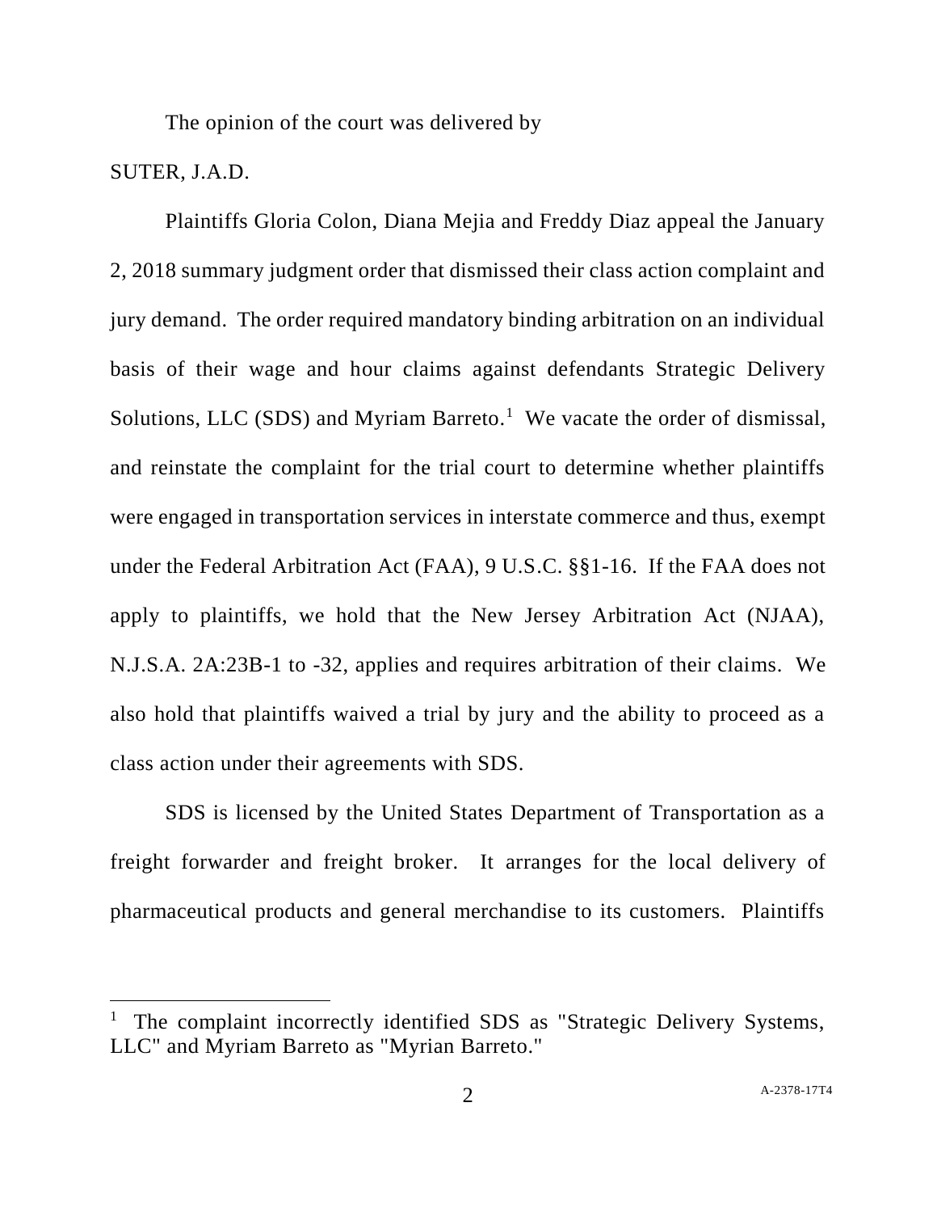The opinion of the court was delivered by

SUTER, J.A.D.

Plaintiffs Gloria Colon, Diana Mejia and Freddy Diaz appeal the January 2, 2018 summary judgment order that dismissed their class action complaint and jury demand. The order required mandatory binding arbitration on an individual basis of their wage and hour claims against defendants Strategic Delivery Solutions, LLC (SDS) and Myriam Barreto.[1] We vacate the order of dismissal, and reinstate the complaint for the trial court to determine whether plaintiffs were engaged in transportation services in interstate commerce and thus, exempt under the Federal Arbitration Act (FAA), 9 U.S.C. §§1-16. If the FAA does not apply to plaintiffs, we hold that the New Jersey Arbitration Act (NJAA), N.J.S.A. 2A:23B-1 to -32, applies and requires arbitration of their claims. We also hold that plaintiffs waived a trial by jury and the ability to proceed as a class action under their agreements with SDS.

SDS is licensed by the United States Department of Transportation as a freight forwarder and freight broker. It arranges for the local delivery of pharmaceutical products and general merchandise to its customers. Plaintiffs

[1] The complaint incorrectly identified SDS as "Strategic Delivery Systems, LLC" and Myriam Barreto as "Myrian Barreto."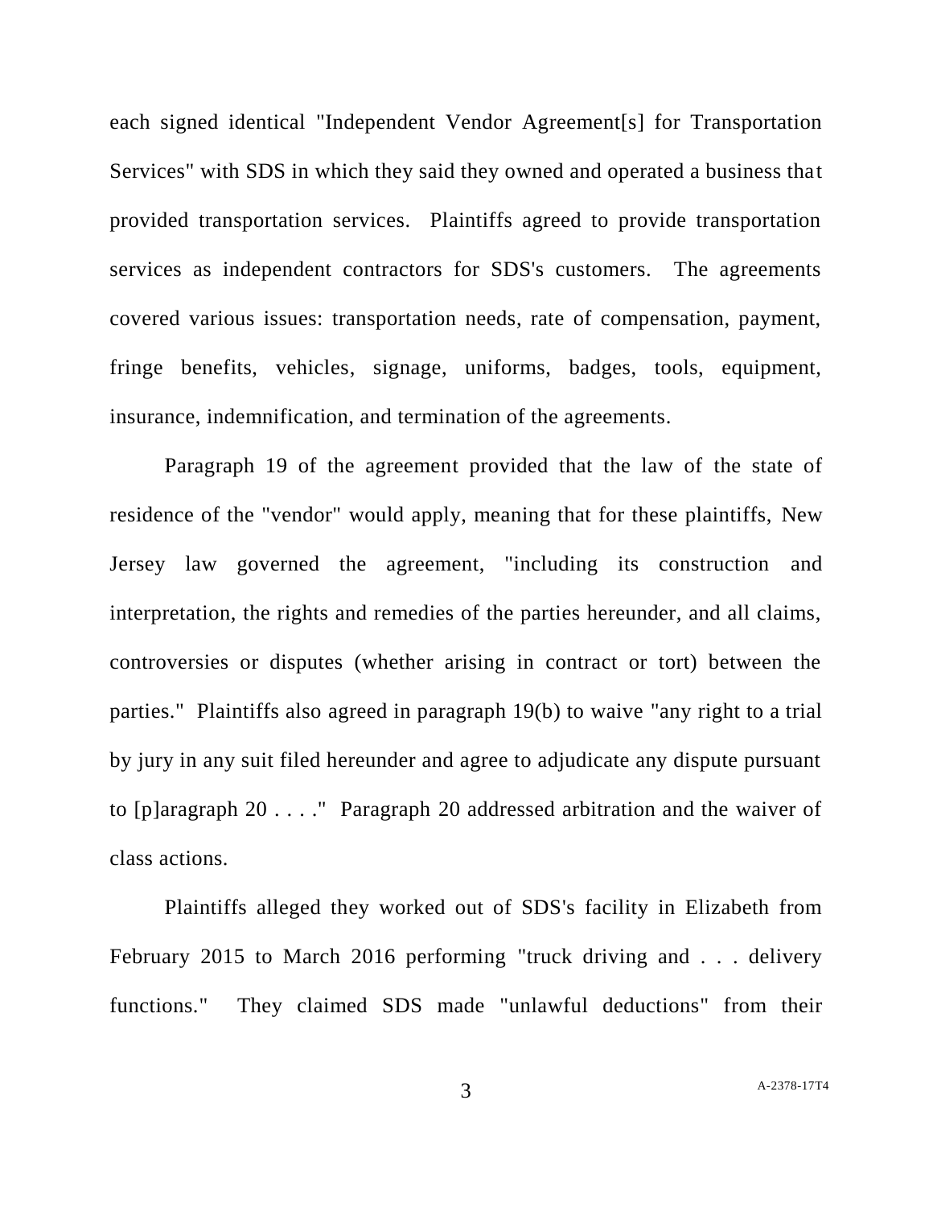each signed identical "Independent Vendor Agreement[s] for Transportation Services" with SDS in which they said they owned and operated a business that provided transportation services. Plaintiffs agreed to provide transportation services as independent contractors for SDS's customers. The agreements covered various issues: transportation needs, rate of compensation, payment, fringe benefits, vehicles, signage, uniforms, badges, tools, equipment, insurance, indemnification, and termination of the agreements.

Paragraph 19 of the agreement provided that the law of the state of residence of the "vendor" would apply, meaning that for these plaintiffs, New Jersey law governed the agreement, "including its construction and interpretation, the rights and remedies of the parties hereunder, and all claims, controversies or disputes (whether arising in contract or tort) between the parties." Plaintiffs also agreed in paragraph 19(b) to waive "any right to a trial by jury in any suit filed hereunder and agree to adjudicate any dispute pursuant to [p]aragraph 20 . . . ." Paragraph 20 addressed arbitration and the waiver of class actions.

Plaintiffs alleged they worked out of SDS's facility in Elizabeth from February 2015 to March 2016 performing "truck driving and . . . delivery functions." They claimed SDS made "unlawful deductions" from their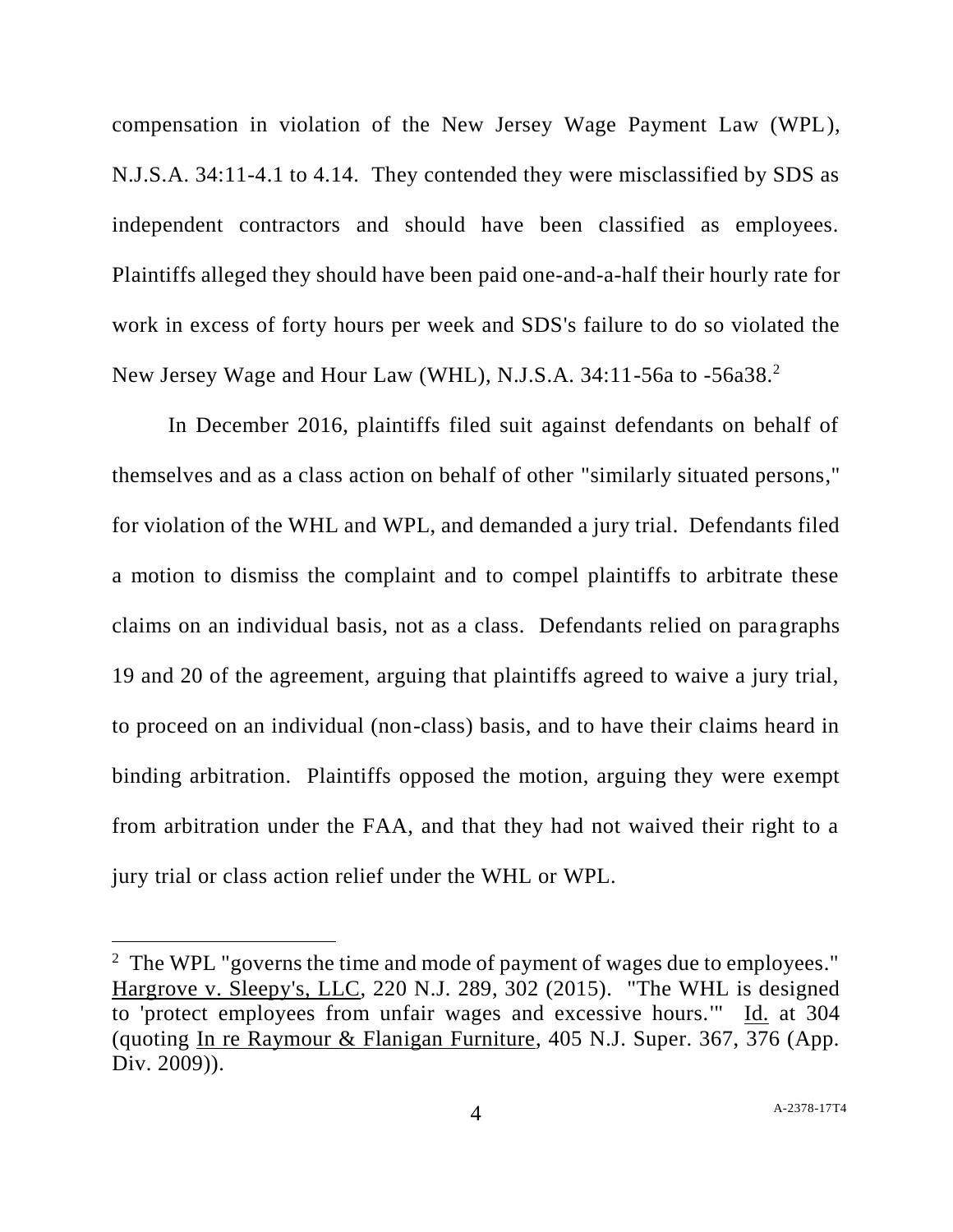compensation in violation of the New Jersey Wage Payment Law (WPL), N.J.S.A. 34:11-4.1 to 4.14. They contended they were misclassified by SDS as independent contractors and should have been classified as employees. Plaintiffs alleged they should have been paid one-and-a-half their hourly rate for work in excess of forty hours per week and SDS's failure to do so violated the New Jersey Wage and Hour Law (WHL), N.J.S.A. 34:11-56a to -56a38.[2]

In December 2016, plaintiffs filed suit against defendants on behalf of themselves and as a class action on behalf of other "similarly situated persons," for violation of the WHL and WPL, and demanded a jury trial. Defendants filed a motion to dismiss the complaint and to compel plaintiffs to arbitrate these claims on an individual basis, not as a class. Defendants relied on paragraphs 19 and 20 of the agreement, arguing that plaintiffs agreed to waive a jury trial, to proceed on an individual (non-class) basis, and to have their claims heard in binding arbitration. Plaintiffs opposed the motion, arguing they were exempt from arbitration under the FAA, and that they had not waived their right to a jury trial or class action relief under the WHL or WPL.

---

[2] The WPL "governs the time and mode of payment of wages due to employees." Hargrove v. Sleepy's, LLC, 220 N.J. 289, 302 (2015). "The WHL is designed to 'protect employees from unfair wages and excessive hours.'" Id. at 304 (quoting In re Raymour & Flanigan Furniture, 405 N.J. Super. 367, 376 (App. Div. 2009)).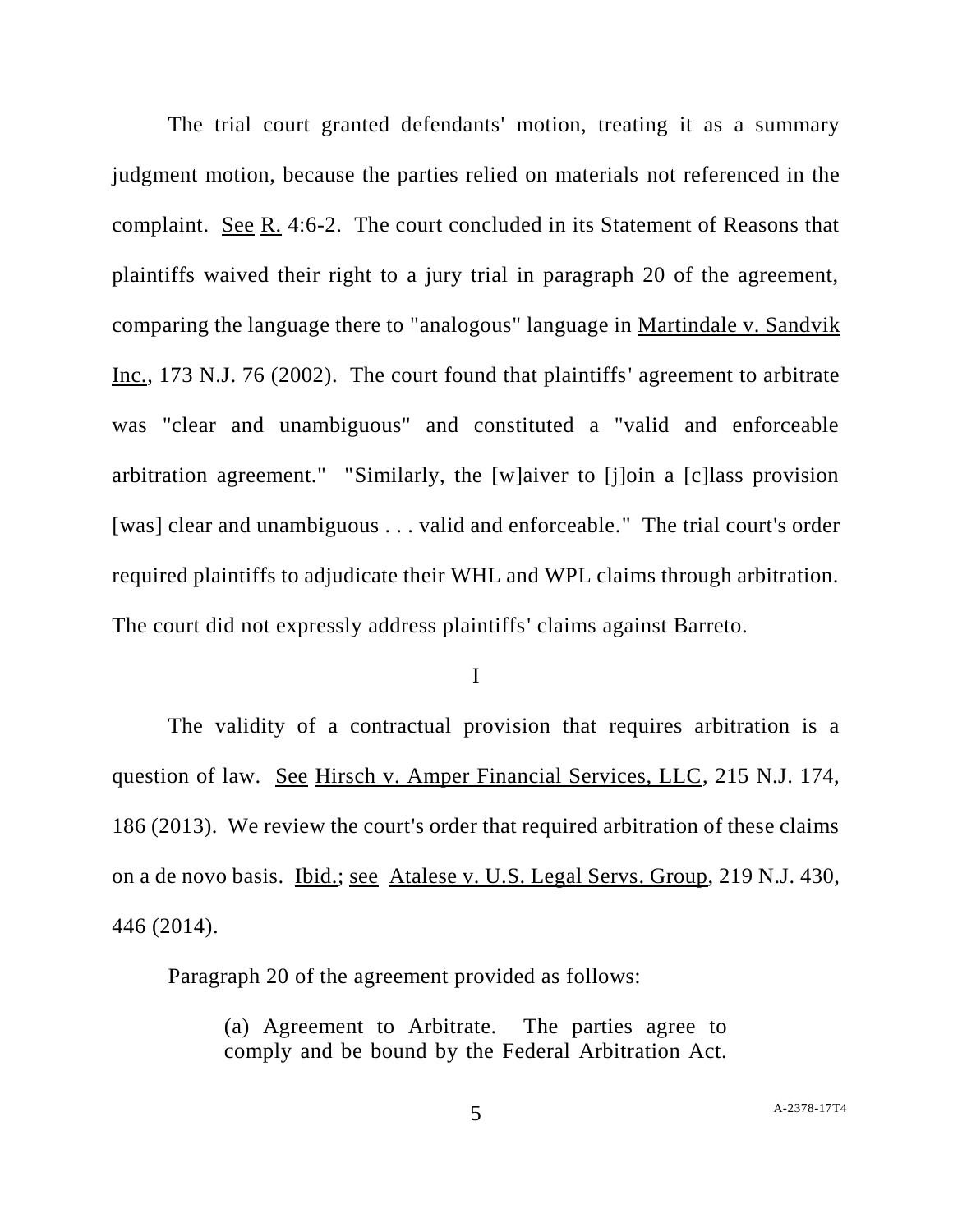The trial court granted defendants' motion, treating it as a summary judgment motion, because the parties relied on materials not referenced in the complaint. See R. 4:6-2. The court concluded in its Statement of Reasons that plaintiffs waived their right to a jury trial in paragraph 20 of the agreement, comparing the language there to "analogous" language in Martindale v. Sandvik Inc., 173 N.J. 76 (2002). The court found that plaintiffs' agreement to arbitrate was "clear and unambiguous" and constituted a "valid and enforceable arbitration agreement." "Similarly, the [w]aiver to [j]oin a [c]lass provision [was] clear and unambiguous . . . valid and enforceable." The trial court's order required plaintiffs to adjudicate their WHL and WPL claims through arbitration. The court did not expressly address plaintiffs' claims against Barreto.

## I

The validity of a contractual provision that requires arbitration is a question of law. See Hirsch v. Amper Financial Services, LLC, 215 N.J. 174, 186 (2013). We review the court's order that required arbitration of these claims on a de novo basis. Ibid.; see Atalese v. U.S. Legal Servs. Group, 219 N.J. 430, 446 (2014).

Paragraph 20 of the agreement provided as follows:

> (a) Agreement to Arbitrate. The parties agree to comply and be bound by the Federal Arbitration Act.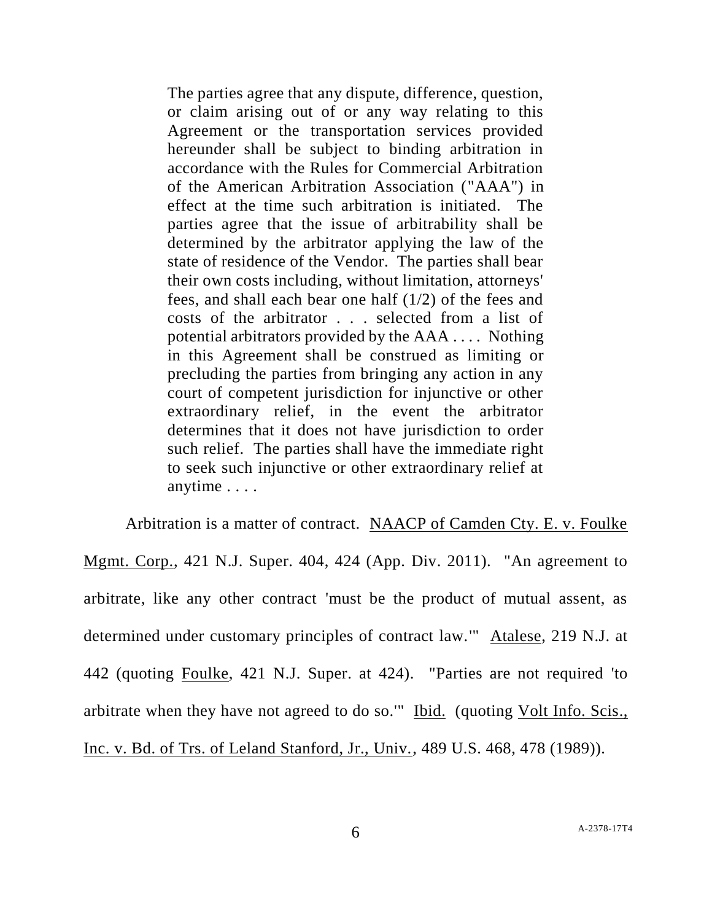> The parties agree that any dispute, difference, question, or claim arising out of or any way relating to this Agreement or the transportation services provided hereunder shall be subject to binding arbitration in accordance with the Rules for Commercial Arbitration of the American Arbitration Association ("AAA") in effect at the time such arbitration is initiated. The parties agree that the issue of arbitrability shall be determined by the arbitrator applying the law of the state of residence of the Vendor. The parties shall bear their own costs including, without limitation, attorneys' fees, and shall each bear one half (1/2) of the fees and costs of the arbitrator . . . selected from a list of potential arbitrators provided by the AAA . . . . Nothing in this Agreement shall be construed as limiting or precluding the parties from bringing any action in any court of competent jurisdiction for injunctive or other extraordinary relief, in the event the arbitrator determines that it does not have jurisdiction to order such relief. The parties shall have the immediate right to seek such injunctive or other extraordinary relief at anytime . . . .

Arbitration is a matter of contract. NAACP of Camden Cty. E. v. Foulke Mgmt. Corp., 421 N.J. Super. 404, 424 (App. Div. 2011). "An agreement to arbitrate, like any other contract 'must be the product of mutual assent, as determined under customary principles of contract law.'" Atalese, 219 N.J. at 442 (quoting Foulke, 421 N.J. Super. at 424). "Parties are not required 'to arbitrate when they have not agreed to do so.'" Ibid. (quoting Volt Info. Scis., Inc. v. Bd. of Trs. of Leland Stanford, Jr., Univ., 489 U.S. 468, 478 (1989)).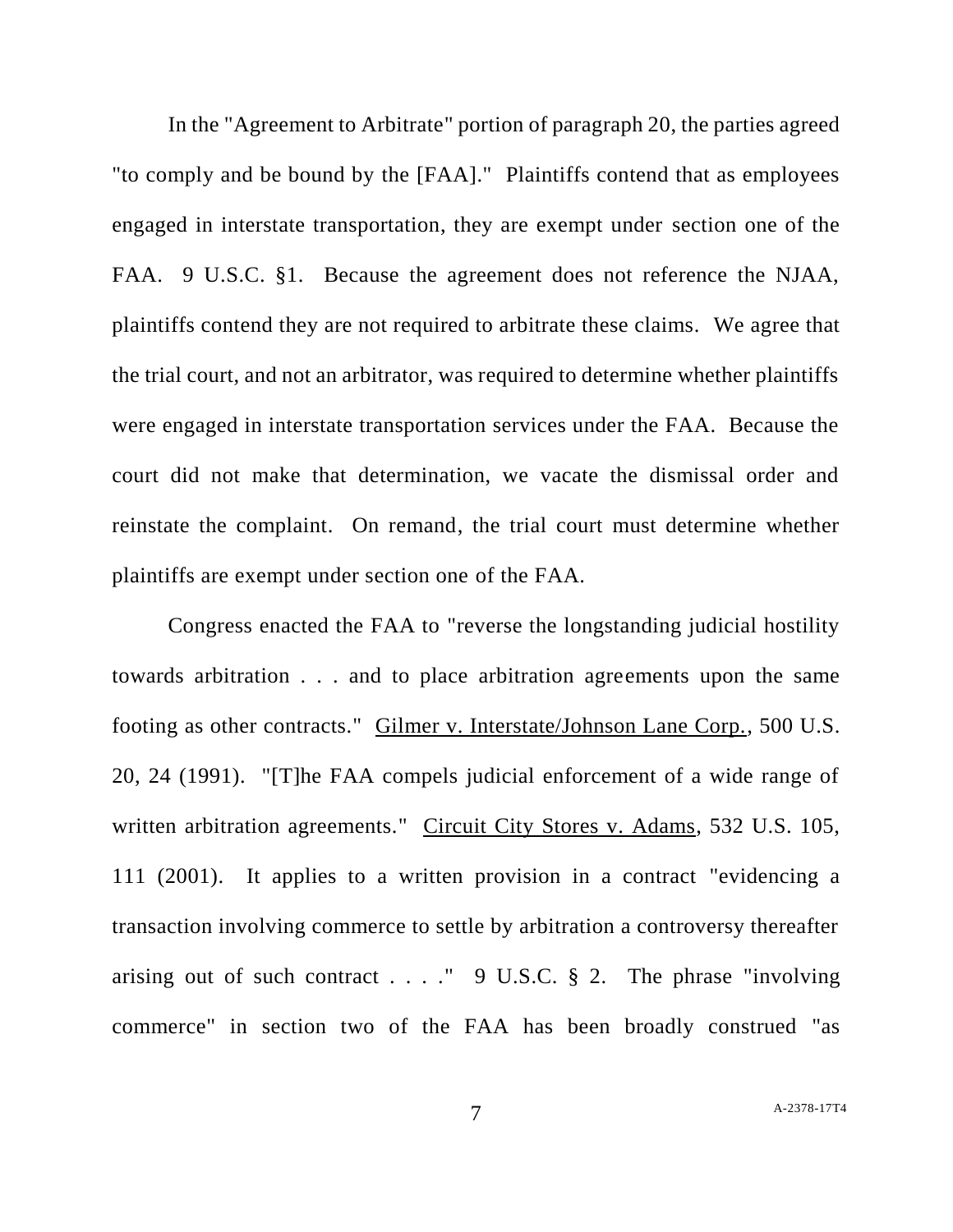In the "Agreement to Arbitrate" portion of paragraph 20, the parties agreed "to comply and be bound by the [FAA]." Plaintiffs contend that as employees engaged in interstate transportation, they are exempt under section one of the FAA. 9 U.S.C. §1. Because the agreement does not reference the NJAA, plaintiffs contend they are not required to arbitrate these claims. We agree that the trial court, and not an arbitrator, was required to determine whether plaintiffs were engaged in interstate transportation services under the FAA. Because the court did not make that determination, we vacate the dismissal order and reinstate the complaint. On remand, the trial court must determine whether plaintiffs are exempt under section one of the FAA.

Congress enacted the FAA to "reverse the longstanding judicial hostility towards arbitration . . . and to place arbitration agreements upon the same footing as other contracts." Gilmer v. Interstate/Johnson Lane Corp., 500 U.S. 20, 24 (1991). "[T]he FAA compels judicial enforcement of a wide range of written arbitration agreements." Circuit City Stores v. Adams, 532 U.S. 105, 111 (2001). It applies to a written provision in a contract "evidencing a transaction involving commerce to settle by arbitration a controversy thereafter arising out of such contract . . . ." 9 U.S.C. § 2. The phrase "involving commerce" in section two of the FAA has been broadly construed "as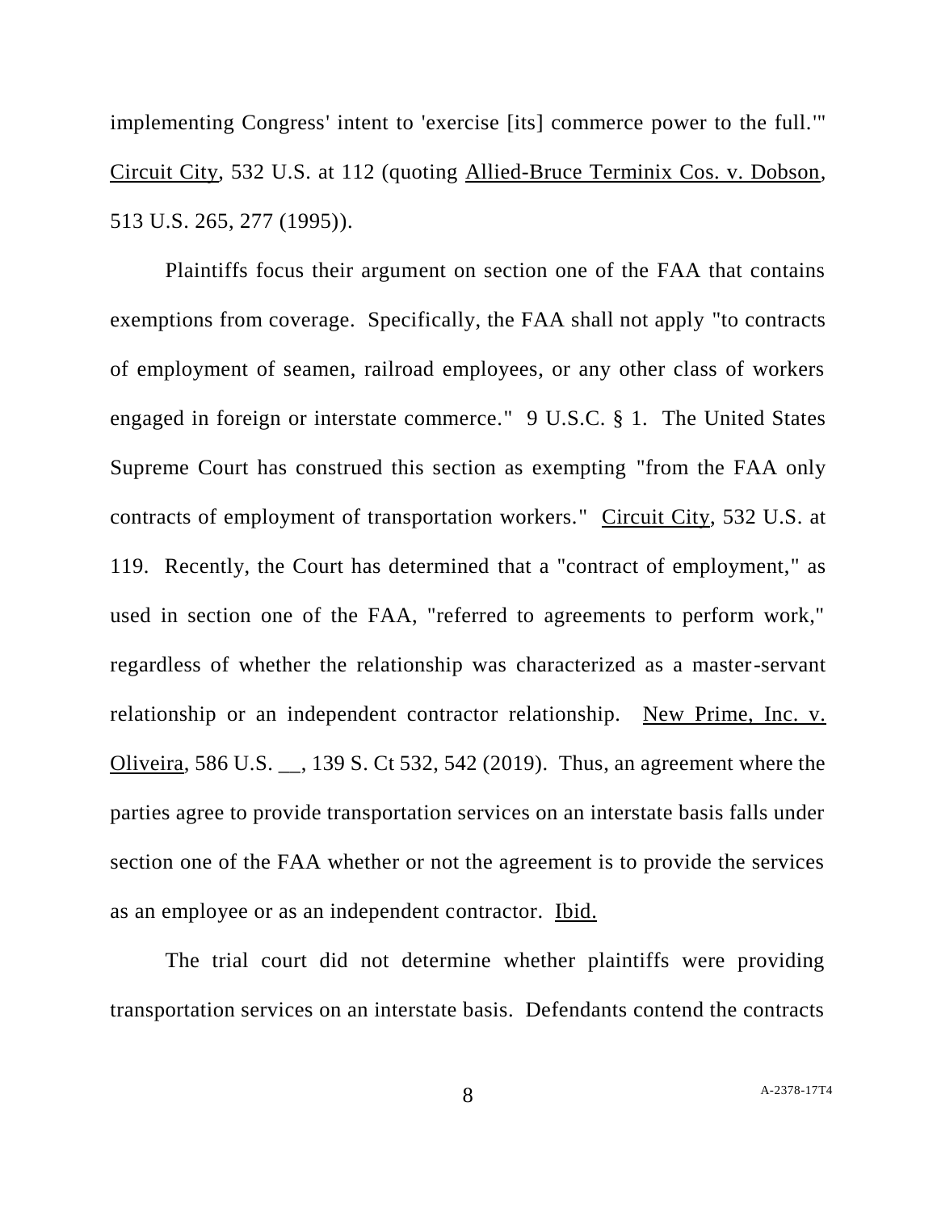implementing Congress' intent to 'exercise [its] commerce power to the full.'" Circuit City, 532 U.S. at 112 (quoting Allied-Bruce Terminix Cos. v. Dobson, 513 U.S. 265, 277 (1995)).

Plaintiffs focus their argument on section one of the FAA that contains exemptions from coverage. Specifically, the FAA shall not apply "to contracts of employment of seamen, railroad employees, or any other class of workers engaged in foreign or interstate commerce." 9 U.S.C. § 1. The United States Supreme Court has construed this section as exempting "from the FAA only contracts of employment of transportation workers." Circuit City, 532 U.S. at 119. Recently, the Court has determined that a "contract of employment," as used in section one of the FAA, "referred to agreements to perform work," regardless of whether the relationship was characterized as a master-servant relationship or an independent contractor relationship. New Prime, Inc. v. Oliveira, 586 U.S. __, 139 S. Ct 532, 542 (2019). Thus, an agreement where the parties agree to provide transportation services on an interstate basis falls under section one of the FAA whether or not the agreement is to provide the services as an employee or as an independent contractor. Ibid.

The trial court did not determine whether plaintiffs were providing transportation services on an interstate basis. Defendants contend the contracts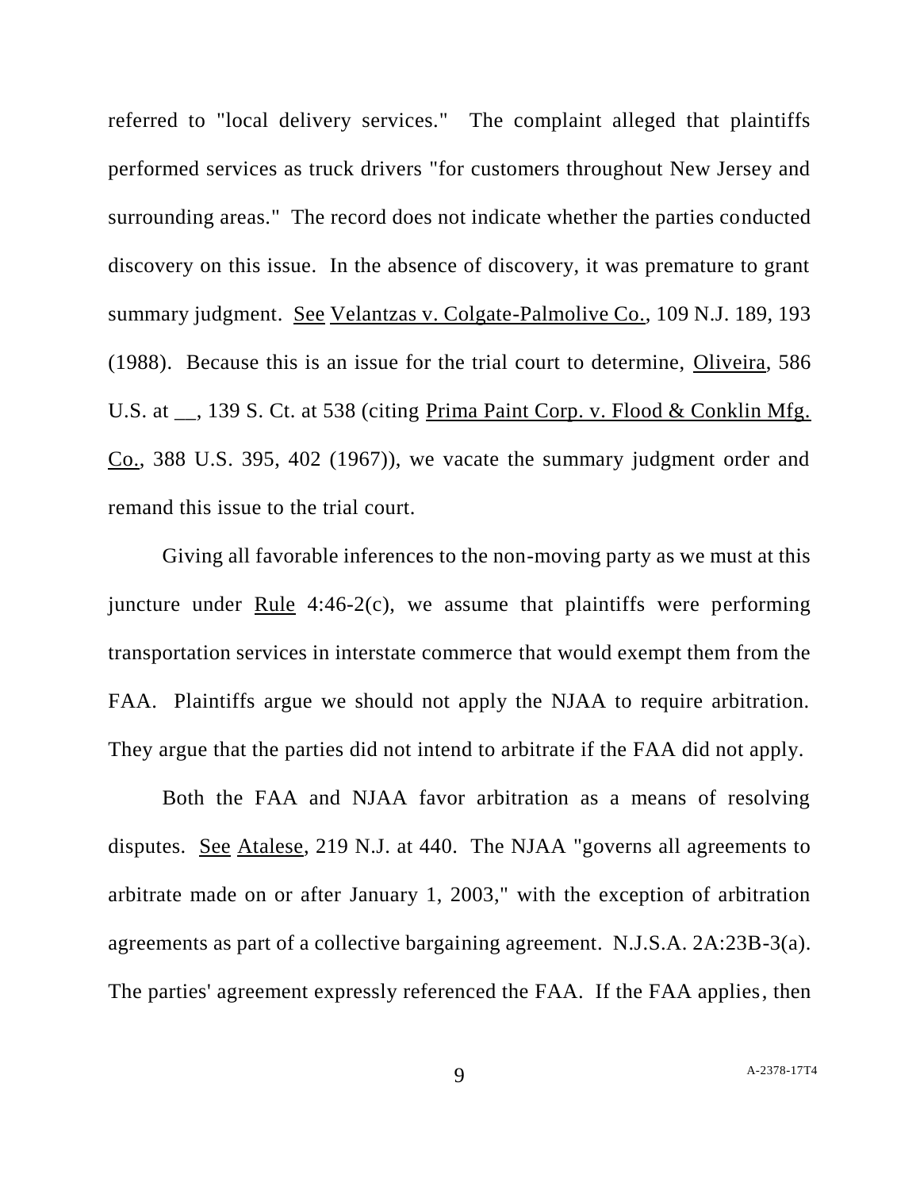referred to "local delivery services." The complaint alleged that plaintiffs performed services as truck drivers "for customers throughout New Jersey and surrounding areas." The record does not indicate whether the parties conducted discovery on this issue. In the absence of discovery, it was premature to grant summary judgment. See Velantzas v. Colgate-Palmolive Co., 109 N.J. 189, 193 (1988). Because this is an issue for the trial court to determine, Oliveira, 586 U.S. at __, 139 S. Ct. at 538 (citing Prima Paint Corp. v. Flood & Conklin Mfg. Co., 388 U.S. 395, 402 (1967)), we vacate the summary judgment order and remand this issue to the trial court.

Giving all favorable inferences to the non-moving party as we must at this juncture under Rule 4:46-2(c), we assume that plaintiffs were performing transportation services in interstate commerce that would exempt them from the FAA. Plaintiffs argue we should not apply the NJAA to require arbitration. They argue that the parties did not intend to arbitrate if the FAA did not apply.

Both the FAA and NJAA favor arbitration as a means of resolving disputes. See Atalese, 219 N.J. at 440. The NJAA "governs all agreements to arbitrate made on or after January 1, 2003," with the exception of arbitration agreements as part of a collective bargaining agreement. N.J.S.A. 2A:23B-3(a). The parties' agreement expressly referenced the FAA. If the FAA applies, then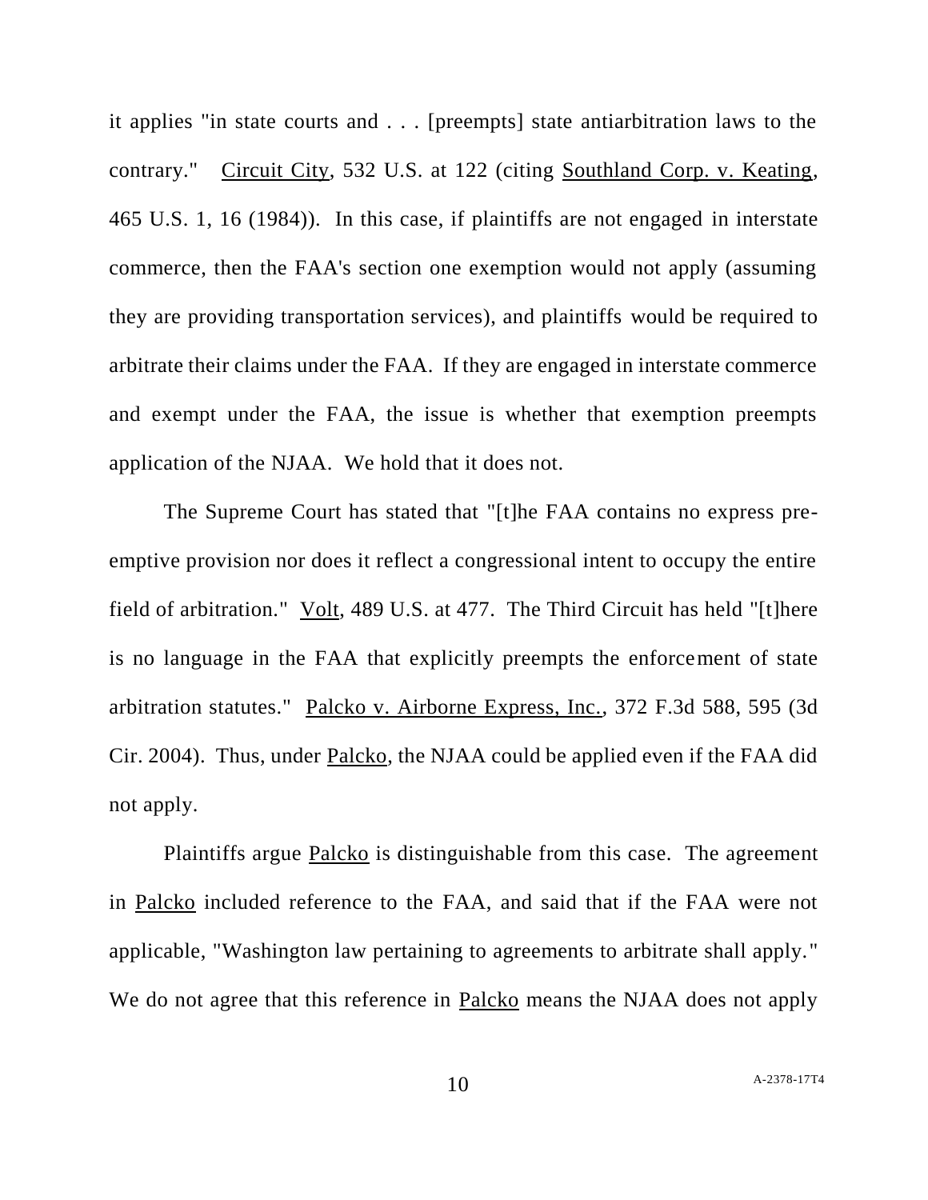it applies "in state courts and . . . [preempts] state antiarbitration laws to the contrary." Circuit City, 532 U.S. at 122 (citing Southland Corp. v. Keating, 465 U.S. 1, 16 (1984)). In this case, if plaintiffs are not engaged in interstate commerce, then the FAA's section one exemption would not apply (assuming they are providing transportation services), and plaintiffs would be required to arbitrate their claims under the FAA. If they are engaged in interstate commerce and exempt under the FAA, the issue is whether that exemption preempts application of the NJAA. We hold that it does not.

The Supreme Court has stated that "[t]he FAA contains no express pre-emptive provision nor does it reflect a congressional intent to occupy the entire field of arbitration." Volt, 489 U.S. at 477. The Third Circuit has held "[t]here is no language in the FAA that explicitly preempts the enforcement of state arbitration statutes." Palcko v. Airborne Express, Inc., 372 F.3d 588, 595 (3d Cir. 2004). Thus, under Palcko, the NJAA could be applied even if the FAA did not apply.

Plaintiffs argue Palcko is distinguishable from this case. The agreement in Palcko included reference to the FAA, and said that if the FAA were not applicable, "Washington law pertaining to agreements to arbitrate shall apply." We do not agree that this reference in Palcko means the NJAA does not apply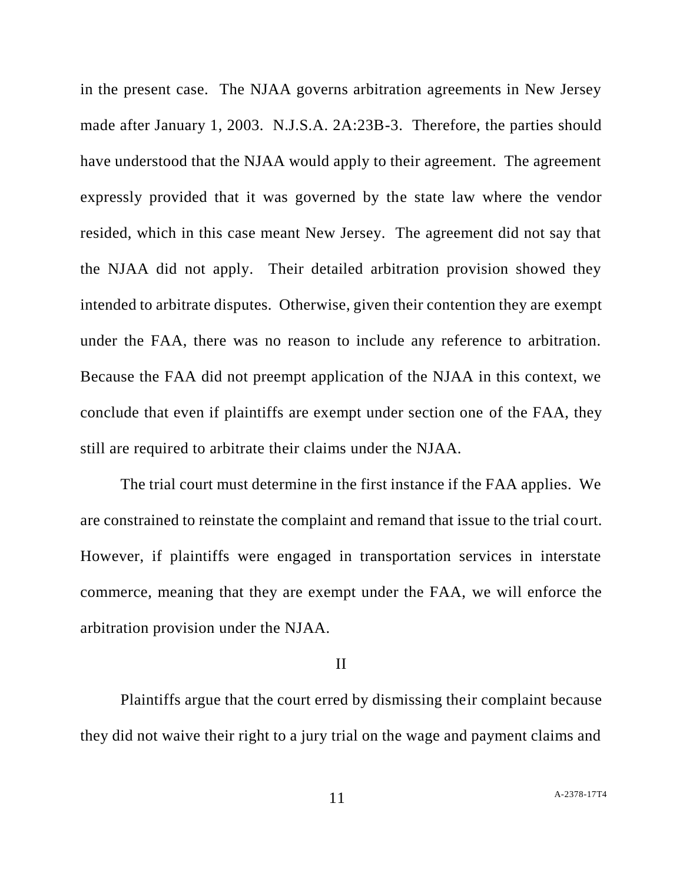in the present case. The NJAA governs arbitration agreements in New Jersey made after January 1, 2003. N.J.S.A. 2A:23B-3. Therefore, the parties should have understood that the NJAA would apply to their agreement. The agreement expressly provided that it was governed by the state law where the vendor resided, which in this case meant New Jersey. The agreement did not say that the NJAA did not apply. Their detailed arbitration provision showed they intended to arbitrate disputes. Otherwise, given their contention they are exempt under the FAA, there was no reason to include any reference to arbitration. Because the FAA did not preempt application of the NJAA in this context, we conclude that even if plaintiffs are exempt under section one of the FAA, they still are required to arbitrate their claims under the NJAA.

The trial court must determine in the first instance if the FAA applies. We are constrained to reinstate the complaint and remand that issue to the trial court. However, if plaintiffs were engaged in transportation services in interstate commerce, meaning that they are exempt under the FAA, we will enforce the arbitration provision under the NJAA.

## II

Plaintiffs argue that the court erred by dismissing their complaint because they did not waive their right to a jury trial on the wage and payment claims and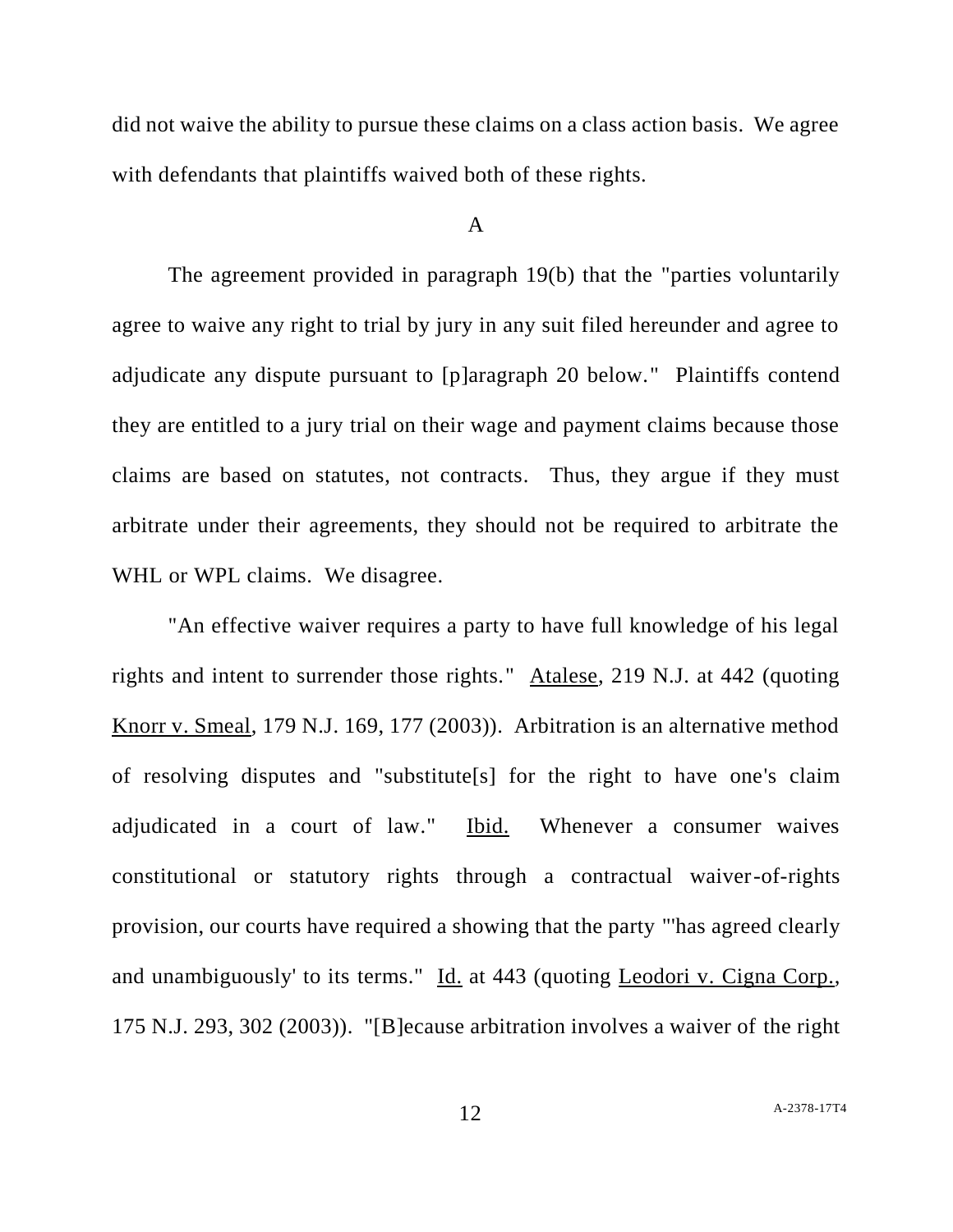did not waive the ability to pursue these claims on a class action basis. We agree with defendants that plaintiffs waived both of these rights.

A

The agreement provided in paragraph 19(b) that the "parties voluntarily agree to waive any right to trial by jury in any suit filed hereunder and agree to adjudicate any dispute pursuant to [p]aragraph 20 below." Plaintiffs contend they are entitled to a jury trial on their wage and payment claims because those claims are based on statutes, not contracts. Thus, they argue if they must arbitrate under their agreements, they should not be required to arbitrate the WHL or WPL claims. We disagree.

"An effective waiver requires a party to have full knowledge of his legal rights and intent to surrender those rights." Atalese, 219 N.J. at 442 (quoting Knorr v. Smeal, 179 N.J. 169, 177 (2003)). Arbitration is an alternative method of resolving disputes and "substitute[s] for the right to have one's claim adjudicated in a court of law." Ibid. Whenever a consumer waives constitutional or statutory rights through a contractual waiver-of-rights provision, our courts have required a showing that the party "'has agreed clearly and unambiguously' to its terms." Id. at 443 (quoting Leodori v. Cigna Corp., 175 N.J. 293, 302 (2003)). "[B]ecause arbitration involves a waiver of the right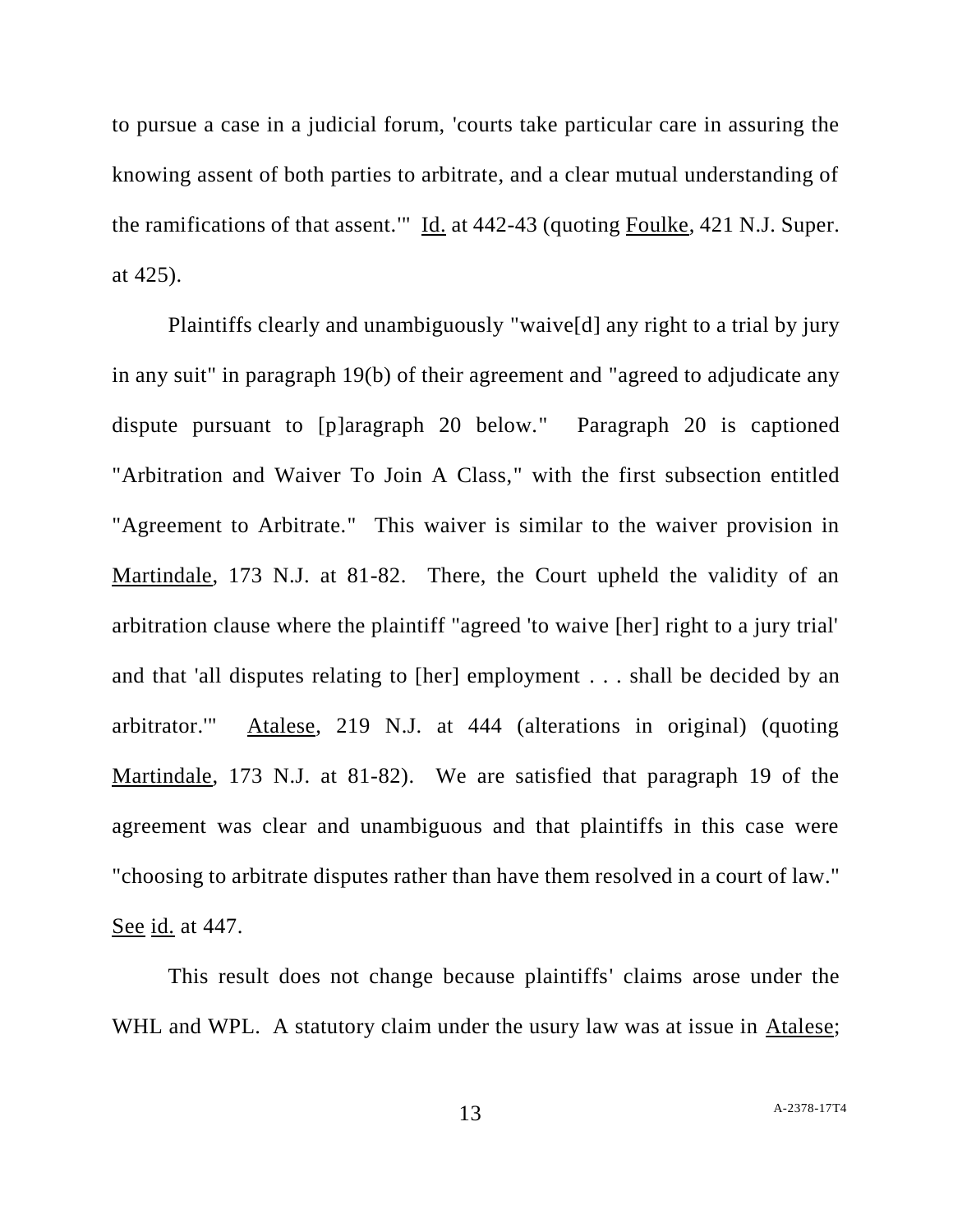to pursue a case in a judicial forum, 'courts take particular care in assuring the knowing assent of both parties to arbitrate, and a clear mutual understanding of the ramifications of that assent.'" Id. at 442-43 (quoting Foulke, 421 N.J. Super. at 425).

Plaintiffs clearly and unambiguously "waive[d] any right to a trial by jury in any suit" in paragraph 19(b) of their agreement and "agreed to adjudicate any dispute pursuant to [p]aragraph 20 below." Paragraph 20 is captioned "Arbitration and Waiver To Join A Class," with the first subsection entitled "Agreement to Arbitrate." This waiver is similar to the waiver provision in Martindale, 173 N.J. at 81-82. There, the Court upheld the validity of an arbitration clause where the plaintiff "agreed 'to waive [her] right to a jury trial' and that 'all disputes relating to [her] employment . . . shall be decided by an arbitrator.'" Atalese, 219 N.J. at 444 (alterations in original) (quoting Martindale, 173 N.J. at 81-82). We are satisfied that paragraph 19 of the agreement was clear and unambiguous and that plaintiffs in this case were "choosing to arbitrate disputes rather than have them resolved in a court of law." See id. at 447.

This result does not change because plaintiffs' claims arose under the WHL and WPL. A statutory claim under the usury law was at issue in Atalese;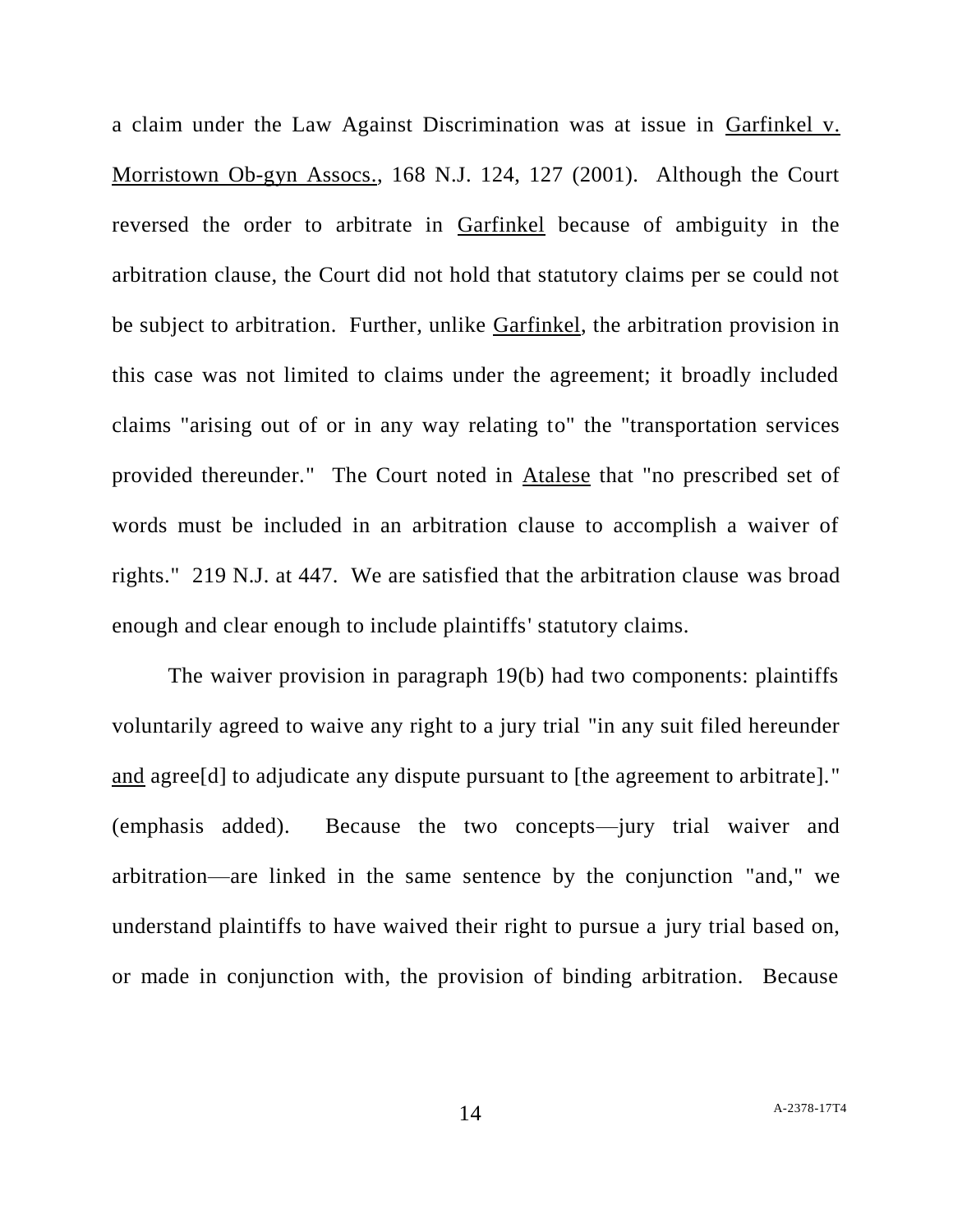a claim under the Law Against Discrimination was at issue in Garfinkel v. Morristown Ob-gyn Assocs., 168 N.J. 124, 127 (2001). Although the Court reversed the order to arbitrate in Garfinkel because of ambiguity in the arbitration clause, the Court did not hold that statutory claims per se could not be subject to arbitration. Further, unlike Garfinkel, the arbitration provision in this case was not limited to claims under the agreement; it broadly included claims "arising out of or in any way relating to" the "transportation services provided thereunder." The Court noted in Atalese that "no prescribed set of words must be included in an arbitration clause to accomplish a waiver of rights." 219 N.J. at 447. We are satisfied that the arbitration clause was broad enough and clear enough to include plaintiffs' statutory claims.

The waiver provision in paragraph 19(b) had two components: plaintiffs voluntarily agreed to waive any right to a jury trial "in any suit filed hereunder and agree[d] to adjudicate any dispute pursuant to [the agreement to arbitrate]." (emphasis added). Because the two concepts—jury trial waiver and arbitration—are linked in the same sentence by the conjunction "and," we understand plaintiffs to have waived their right to pursue a jury trial based on, or made in conjunction with, the provision of binding arbitration. Because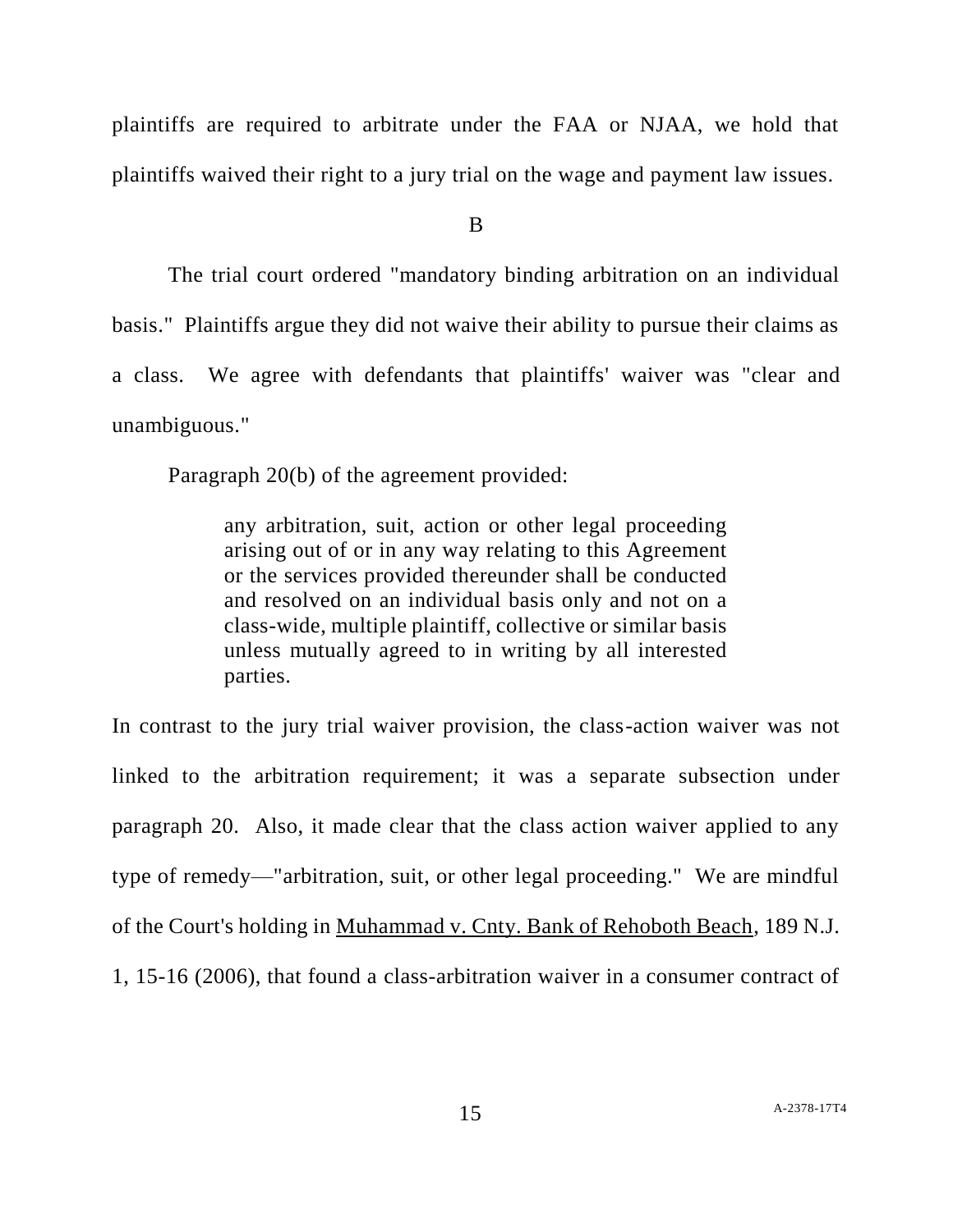plaintiffs are required to arbitrate under the FAA or NJAA, we hold that plaintiffs waived their right to a jury trial on the wage and payment law issues.

### B

The trial court ordered "mandatory binding arbitration on an individual basis." Plaintiffs argue they did not waive their ability to pursue their claims as a class. We agree with defendants that plaintiffs' waiver was "clear and unambiguous."

Paragraph 20(b) of the agreement provided:

> any arbitration, suit, action or other legal proceeding arising out of or in any way relating to this Agreement or the services provided thereunder shall be conducted and resolved on an individual basis only and not on a class-wide, multiple plaintiff, collective or similar basis unless mutually agreed to in writing by all interested parties.

In contrast to the jury trial waiver provision, the class-action waiver was not linked to the arbitration requirement; it was a separate subsection under paragraph 20. Also, it made clear that the class action waiver applied to any type of remedy—"arbitration, suit, or other legal proceeding." We are mindful of the Court's holding in Muhammad v. Cnty. Bank of Rehoboth Beach, 189 N.J. 1, 15-16 (2006), that found a class-arbitration waiver in a consumer contract of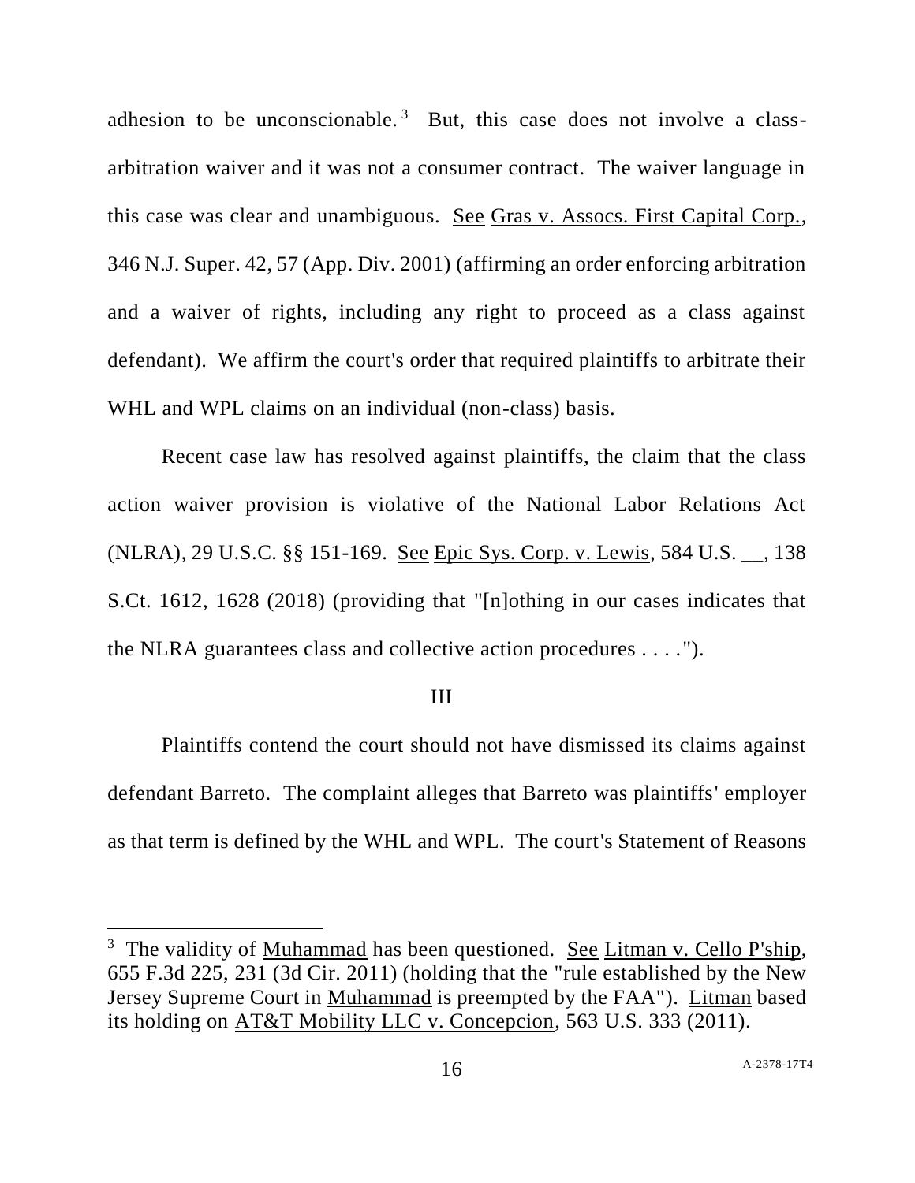adhesion to be unconscionable.[3] But, this case does not involve a class-arbitration waiver and it was not a consumer contract. The waiver language in this case was clear and unambiguous. See Gras v. Assocs. First Capital Corp., 346 N.J. Super. 42, 57 (App. Div. 2001) (affirming an order enforcing arbitration and a waiver of rights, including any right to proceed as a class against defendant). We affirm the court's order that required plaintiffs to arbitrate their WHL and WPL claims on an individual (non-class) basis.

Recent case law has resolved against plaintiffs, the claim that the class action waiver provision is violative of the National Labor Relations Act (NLRA), 29 U.S.C. §§ 151-169. See Epic Sys. Corp. v. Lewis, 584 U.S. __, 138 S.Ct. 1612, 1628 (2018) (providing that "[n]othing in our cases indicates that the NLRA guarantees class and collective action procedures . . . .").

## III

Plaintiffs contend the court should not have dismissed its claims against defendant Barreto. The complaint alleges that Barreto was plaintiffs' employer as that term is defined by the WHL and WPL. The court's Statement of Reasons

---

[3] The validity of Muhammad has been questioned. See Litman v. Cello P'ship, 655 F.3d 225, 231 (3d Cir. 2011) (holding that the "rule established by the New Jersey Supreme Court in Muhammad is preempted by the FAA"). Litman based its holding on AT&T Mobility LLC v. Concepcion, 563 U.S. 333 (2011).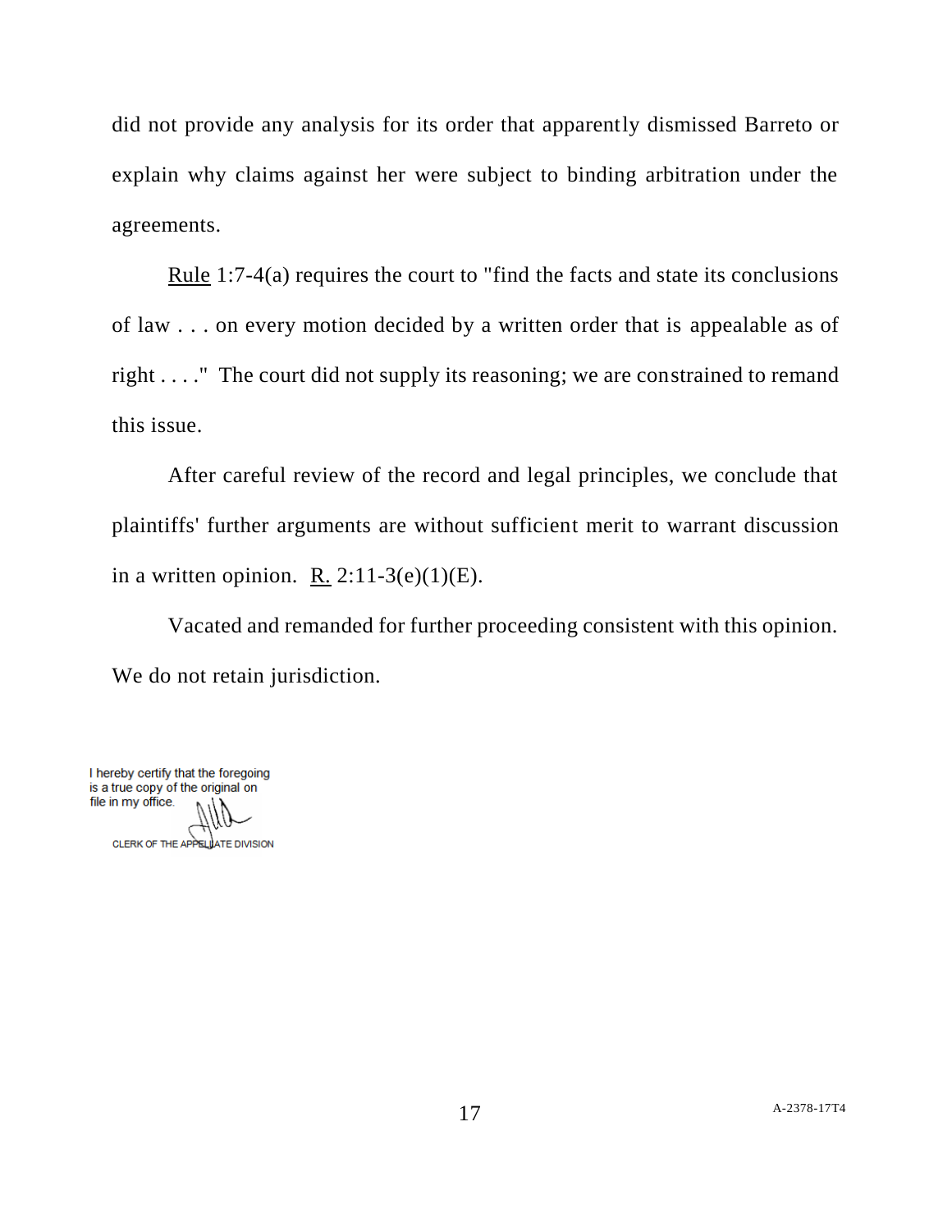did not provide any analysis for its order that apparently dismissed Barreto or explain why claims against her were subject to binding arbitration under the agreements.

Rule 1:7-4(a) requires the court to "find the facts and state its conclusions of law . . . on every motion decided by a written order that is appealable as of right . . . ." The court did not supply its reasoning; we are constrained to remand this issue.

After careful review of the record and legal principles, we conclude that plaintiffs' further arguments are without sufficient merit to warrant discussion in a written opinion. R. 2:11-3(e)(1)(E).

Vacated and remanded for further proceeding consistent with this opinion. We do not retain jurisdiction.

I hereby certify that the foregoing is a true copy of the original on file in my office.

CLERK OF THE APPELLATE DIVISION